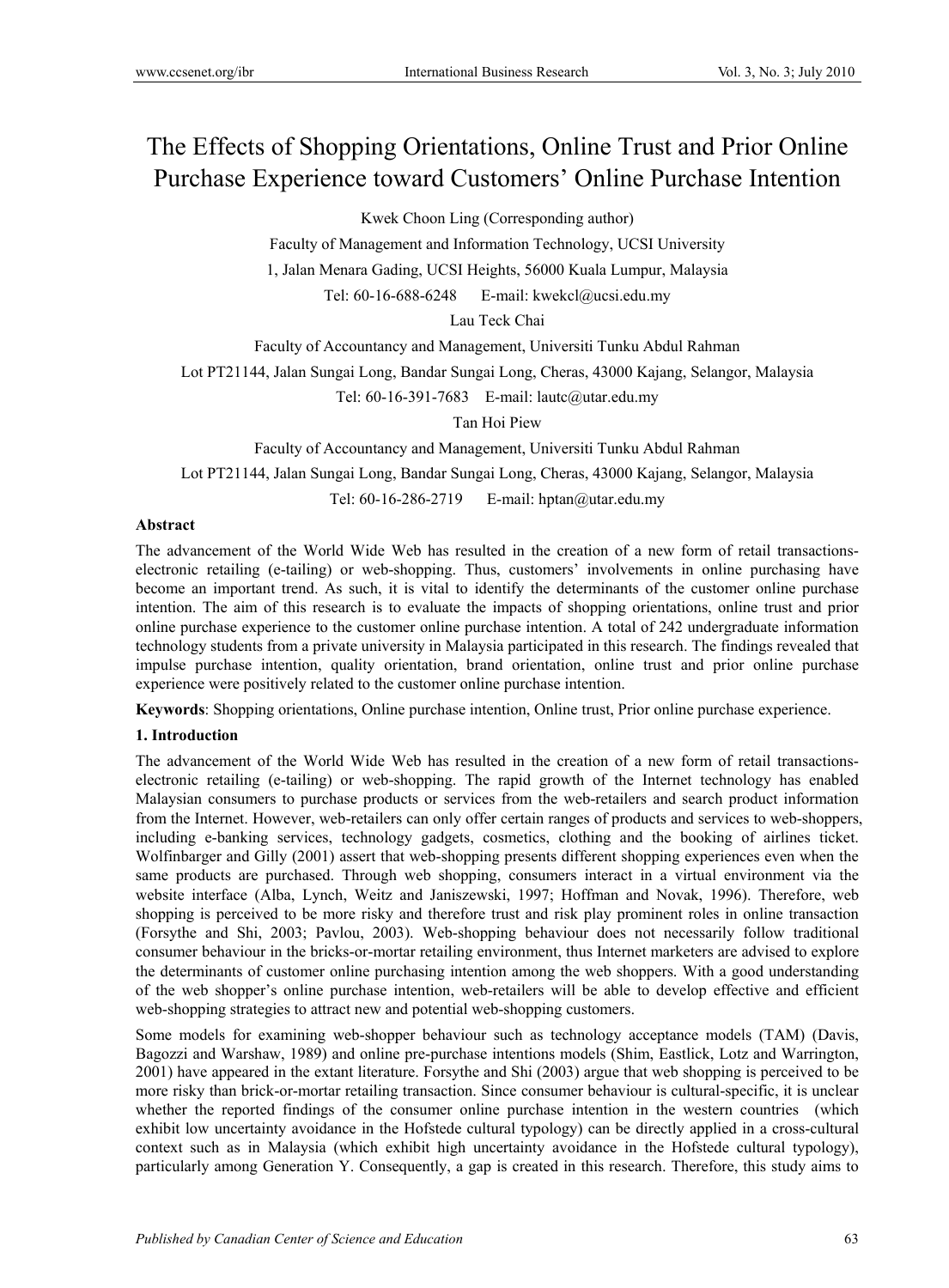# The Effects of Shopping Orientations, Online Trust and Prior Online Purchase Experience toward Customers' Online Purchase Intention

Kwek Choon Ling (Corresponding author)

Faculty of Management and Information Technology, UCSI University

1, Jalan Menara Gading, UCSI Heights, 56000 Kuala Lumpur, Malaysia

Tel: 60-16-688-6248 E-mail: kwekcl@ucsi.edu.my

Lau Teck Chai

Faculty of Accountancy and Management, Universiti Tunku Abdul Rahman

Lot PT21144, Jalan Sungai Long, Bandar Sungai Long, Cheras, 43000 Kajang, Selangor, Malaysia

Tel: 60-16-391-7683 E-mail: lautc@utar.edu.my

Tan Hoi Piew

Faculty of Accountancy and Management, Universiti Tunku Abdul Rahman

Lot PT21144, Jalan Sungai Long, Bandar Sungai Long, Cheras, 43000 Kajang, Selangor, Malaysia

Tel: 60-16-286-2719 E-mail: hptan@utar.edu.my

**Abstract**

The advancement of the World Wide Web has resulted in the creation of a new form of retail transactions-electronic retailing (e-tailing) or web-shopping. Thus, customers' involvements in online purchasing have become an important trend. As such, it is vital to identify the determinants of the customer online purchase intention. The aim of this research is to evaluate the impacts of shopping orientations, online trust and prior online purchase experience to the customer online purchase intention. A total of 242 undergraduate information technology students from a private university in Malaysia participated in this research. The findings revealed that impulse purchase intention, quality orientation, brand orientation, online trust and prior online purchase experience were positively related to the customer online purchase intention.

**Keywords**: Shopping orientations, Online purchase intention, Online trust, Prior online purchase experience.

## 1. Introduction

The advancement of the World Wide Web has resulted in the creation of a new form of retail transactions-electronic retailing (e-tailing) or web-shopping. The rapid growth of the Internet technology has enabled Malaysian consumers to purchase products or services from the web-retailers and search product information from the Internet. However, web-retailers can only offer certain ranges of products and services to web-shoppers, including e-banking services, technology gadgets, cosmetics, clothing and the booking of airlines ticket. Wolfinbarger and Gilly (2001) assert that web-shopping presents different shopping experiences even when the same products are purchased. Through web shopping, consumers interact in a virtual environment via the website interface (Alba, Lynch, Weitz and Janiszewski, 1997; Hoffman and Novak, 1996). Therefore, web shopping is perceived to be more risky and therefore trust and risk play prominent roles in online transaction (Forsythe and Shi, 2003; Pavlou, 2003). Web-shopping behaviour does not necessarily follow traditional consumer behaviour in the bricks-or-mortar retailing environment, thus Internet marketers are advised to explore the determinants of customer online purchasing intention among the web shoppers. With a good understanding of the web shopper's online purchase intention, web-retailers will be able to develop effective and efficient web-shopping strategies to attract new and potential web-shopping customers.

Some models for examining web-shopper behaviour such as technology acceptance models (TAM) (Davis, Bagozzi and Warshaw, 1989) and online pre-purchase intentions models (Shim, Eastlick, Lotz and Warrington, 2001) have appeared in the extant literature. Forsythe and Shi (2003) argue that web shopping is perceived to be more risky than brick-or-mortar retailing transaction. Since consumer behaviour is cultural-specific, it is unclear whether the reported findings of the consumer online purchase intention in the western countries (which exhibit low uncertainty avoidance in the Hofstede cultural typology) can be directly applied in a cross-cultural context such as in Malaysia (which exhibit high uncertainty avoidance in the Hofstede cultural typology), particularly among Generation Y. Consequently, a gap is created in this research. Therefore, this study aims to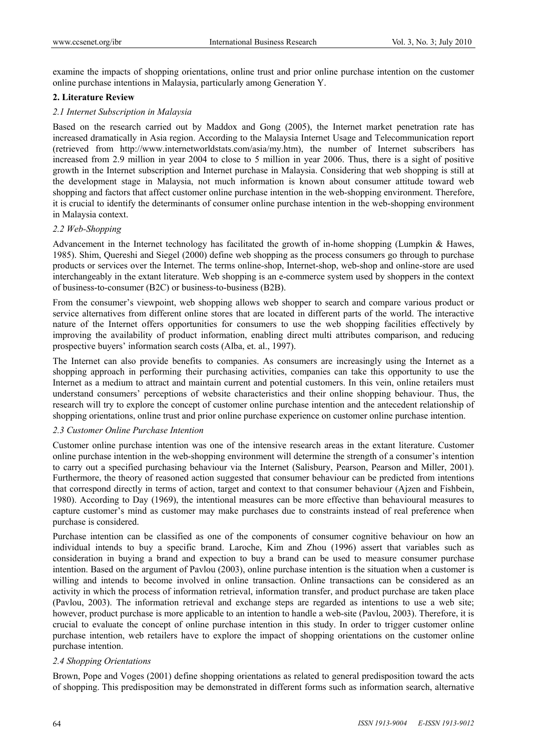examine the impacts of shopping orientations, online trust and prior online purchase intention on the customer online purchase intentions in Malaysia, particularly among Generation Y.

## 2. Literature Review

### *2.1 Internet Subscription in Malaysia*

Based on the research carried out by Maddox and Gong (2005), the Internet market penetration rate has increased dramatically in Asia region. According to the Malaysia Internet Usage and Telecommunication report (retrieved from http://www.internetworldstats.com/asia/my.htm), the number of Internet subscribers has increased from 2.9 million in year 2004 to close to 5 million in year 2006. Thus, there is a sight of positive growth in the Internet subscription and Internet purchase in Malaysia. Considering that web shopping is still at the development stage in Malaysia, not much information is known about consumer attitude toward web shopping and factors that affect customer online purchase intention in the web-shopping environment. Therefore, it is crucial to identify the determinants of consumer online purchase intention in the web-shopping environment in Malaysia context.

### *2.2 Web-Shopping*

Advancement in the Internet technology has facilitated the growth of in-home shopping (Lumpkin & Hawes, 1985). Shim, Quereshi and Siegel (2000) define web shopping as the process consumers go through to purchase products or services over the Internet. The terms online-shop, Internet-shop, web-shop and online-store are used interchangeably in the extant literature. Web shopping is an e-commerce system used by shoppers in the context of business-to-consumer (B2C) or business-to-business (B2B).

From the consumer's viewpoint, web shopping allows web shopper to search and compare various product or service alternatives from different online stores that are located in different parts of the world. The interactive nature of the Internet offers opportunities for consumers to use the web shopping facilities effectively by improving the availability of product information, enabling direct multi attributes comparison, and reducing prospective buyers' information search costs (Alba, et. al., 1997).

The Internet can also provide benefits to companies. As consumers are increasingly using the Internet as a shopping approach in performing their purchasing activities, companies can take this opportunity to use the Internet as a medium to attract and maintain current and potential customers. In this vein, online retailers must understand consumers' perceptions of website characteristics and their online shopping behaviour. Thus, the research will try to explore the concept of customer online purchase intention and the antecedent relationship of shopping orientations, online trust and prior online purchase experience on customer online purchase intention.

### *2.3 Customer Online Purchase Intention*

Customer online purchase intention was one of the intensive research areas in the extant literature. Customer online purchase intention in the web-shopping environment will determine the strength of a consumer's intention to carry out a specified purchasing behaviour via the Internet (Salisbury, Pearson, Pearson and Miller, 2001). Furthermore, the theory of reasoned action suggested that consumer behaviour can be predicted from intentions that correspond directly in terms of action, target and context to that consumer behaviour (Ajzen and Fishbein, 1980). According to Day (1969), the intentional measures can be more effective than behavioural measures to capture customer's mind as customer may make purchases due to constraints instead of real preference when purchase is considered.

Purchase intention can be classified as one of the components of consumer cognitive behaviour on how an individual intends to buy a specific brand. Laroche, Kim and Zhou (1996) assert that variables such as consideration in buying a brand and expection to buy a brand can be used to measure consumer purchase intention. Based on the argument of Pavlou (2003), online purchase intention is the situation when a customer is willing and intends to become involved in online transaction. Online transactions can be considered as an activity in which the process of information retrieval, information transfer, and product purchase are taken place (Pavlou, 2003). The information retrieval and exchange steps are regarded as intentions to use a web site; however, product purchase is more applicable to an intention to handle a web-site (Pavlou, 2003). Therefore, it is crucial to evaluate the concept of online purchase intention in this study. In order to trigger customer online purchase intention, web retailers have to explore the impact of shopping orientations on the customer online purchase intention.

### *2.4 Shopping Orientations*

Brown, Pope and Voges (2001) define shopping orientations as related to general predisposition toward the acts of shopping. This predisposition may be demonstrated in different forms such as information search, alternative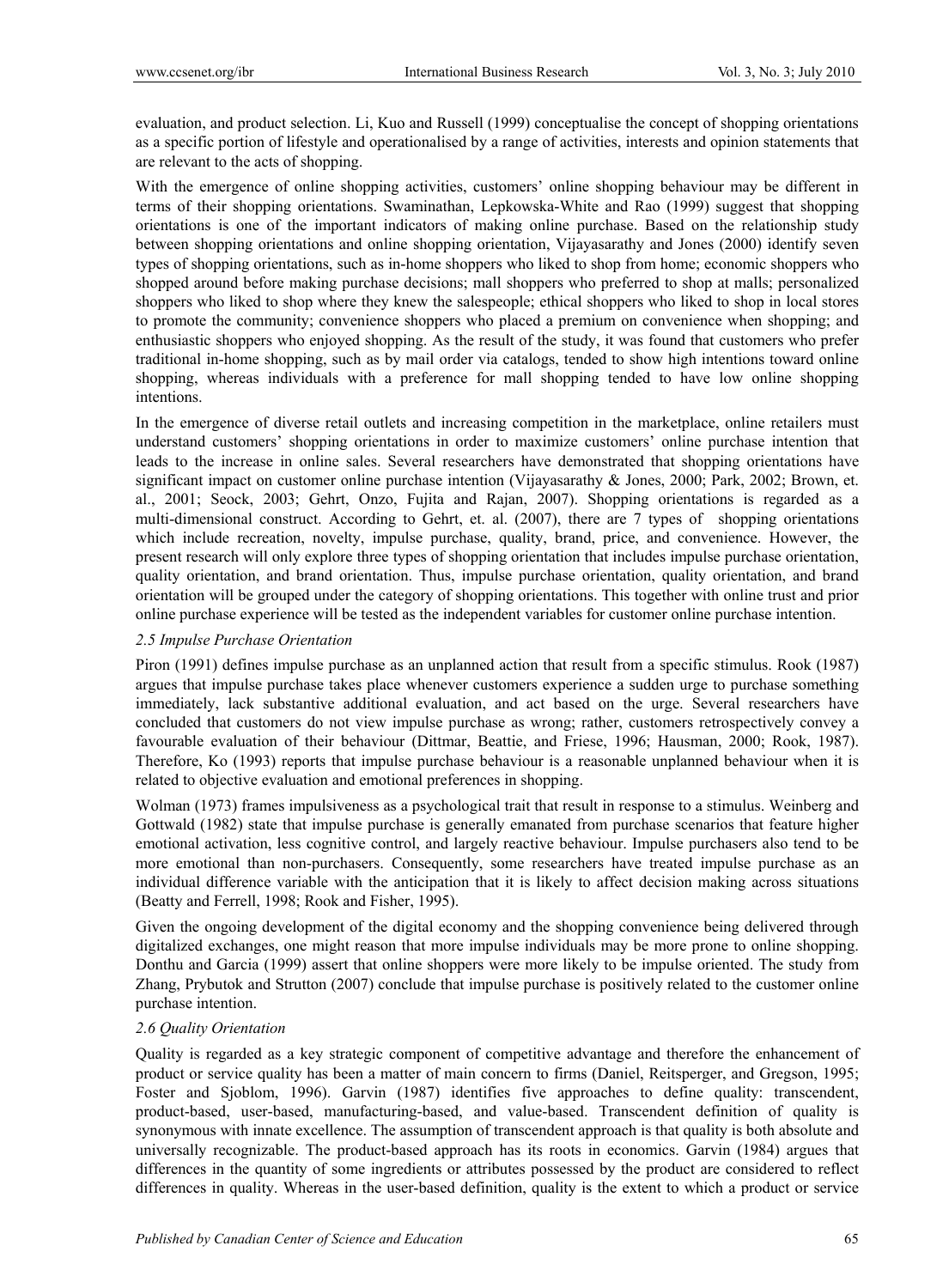evaluation, and product selection. Li, Kuo and Russell (1999) conceptualise the concept of shopping orientations as a specific portion of lifestyle and operationalised by a range of activities, interests and opinion statements that are relevant to the acts of shopping.

With the emergence of online shopping activities, customers' online shopping behaviour may be different in terms of their shopping orientations. Swaminathan, Lepkowska-White and Rao (1999) suggest that shopping orientations is one of the important indicators of making online purchase. Based on the relationship study between shopping orientations and online shopping orientation, Vijayasarathy and Jones (2000) identify seven types of shopping orientations, such as in-home shoppers who liked to shop from home; economic shoppers who shopped around before making purchase decisions; mall shoppers who preferred to shop at malls; personalized shoppers who liked to shop where they knew the salespeople; ethical shoppers who liked to shop in local stores to promote the community; convenience shoppers who placed a premium on convenience when shopping; and enthusiastic shoppers who enjoyed shopping. As the result of the study, it was found that customers who prefer traditional in-home shopping, such as by mail order via catalogs, tended to show high intentions toward online shopping, whereas individuals with a preference for mall shopping tended to have low online shopping intentions.

In the emergence of diverse retail outlets and increasing competition in the marketplace, online retailers must understand customers' shopping orientations in order to maximize customers' online purchase intention that leads to the increase in online sales. Several researchers have demonstrated that shopping orientations have significant impact on customer online purchase intention (Vijayasarathy & Jones, 2000; Park, 2002; Brown, et. al., 2001; Seock, 2003; Gehrt, Onzo, Fujita and Rajan, 2007). Shopping orientations is regarded as a multi-dimensional construct. According to Gehrt, et. al. (2007), there are 7 types of shopping orientations which include recreation, novelty, impulse purchase, quality, brand, price, and convenience. However, the present research will only explore three types of shopping orientation that includes impulse purchase orientation, quality orientation, and brand orientation. Thus, impulse purchase orientation, quality orientation, and brand orientation will be grouped under the category of shopping orientations. This together with online trust and prior online purchase experience will be tested as the independent variables for customer online purchase intention.

### *2.5 Impulse Purchase Orientation*

Piron (1991) defines impulse purchase as an unplanned action that result from a specific stimulus. Rook (1987) argues that impulse purchase takes place whenever customers experience a sudden urge to purchase something immediately, lack substantive additional evaluation, and act based on the urge. Several researchers have concluded that customers do not view impulse purchase as wrong; rather, customers retrospectively convey a favourable evaluation of their behaviour (Dittmar, Beattie, and Friese, 1996; Hausman, 2000; Rook, 1987). Therefore, Ko (1993) reports that impulse purchase behaviour is a reasonable unplanned behaviour when it is related to objective evaluation and emotional preferences in shopping.

Wolman (1973) frames impulsiveness as a psychological trait that result in response to a stimulus. Weinberg and Gottwald (1982) state that impulse purchase is generally emanated from purchase scenarios that feature higher emotional activation, less cognitive control, and largely reactive behaviour. Impulse purchasers also tend to be more emotional than non-purchasers. Consequently, some researchers have treated impulse purchase as an individual difference variable with the anticipation that it is likely to affect decision making across situations (Beatty and Ferrell, 1998; Rook and Fisher, 1995).

Given the ongoing development of the digital economy and the shopping convenience being delivered through digitalized exchanges, one might reason that more impulse individuals may be more prone to online shopping. Donthu and Garcia (1999) assert that online shoppers were more likely to be impulse oriented. The study from Zhang, Prybutok and Strutton (2007) conclude that impulse purchase is positively related to the customer online purchase intention.

### *2.6 Quality Orientation*

Quality is regarded as a key strategic component of competitive advantage and therefore the enhancement of product or service quality has been a matter of main concern to firms (Daniel, Reitsperger, and Gregson, 1995; Foster and Sjoblom, 1996). Garvin (1987) identifies five approaches to define quality: transcendent, product-based, user-based, manufacturing-based, and value-based. Transcendent definition of quality is synonymous with innate excellence. The assumption of transcendent approach is that quality is both absolute and universally recognizable. The product-based approach has its roots in economics. Garvin (1984) argues that differences in the quantity of some ingredients or attributes possessed by the product are considered to reflect differences in quality. Whereas in the user-based definition, quality is the extent to which a product or service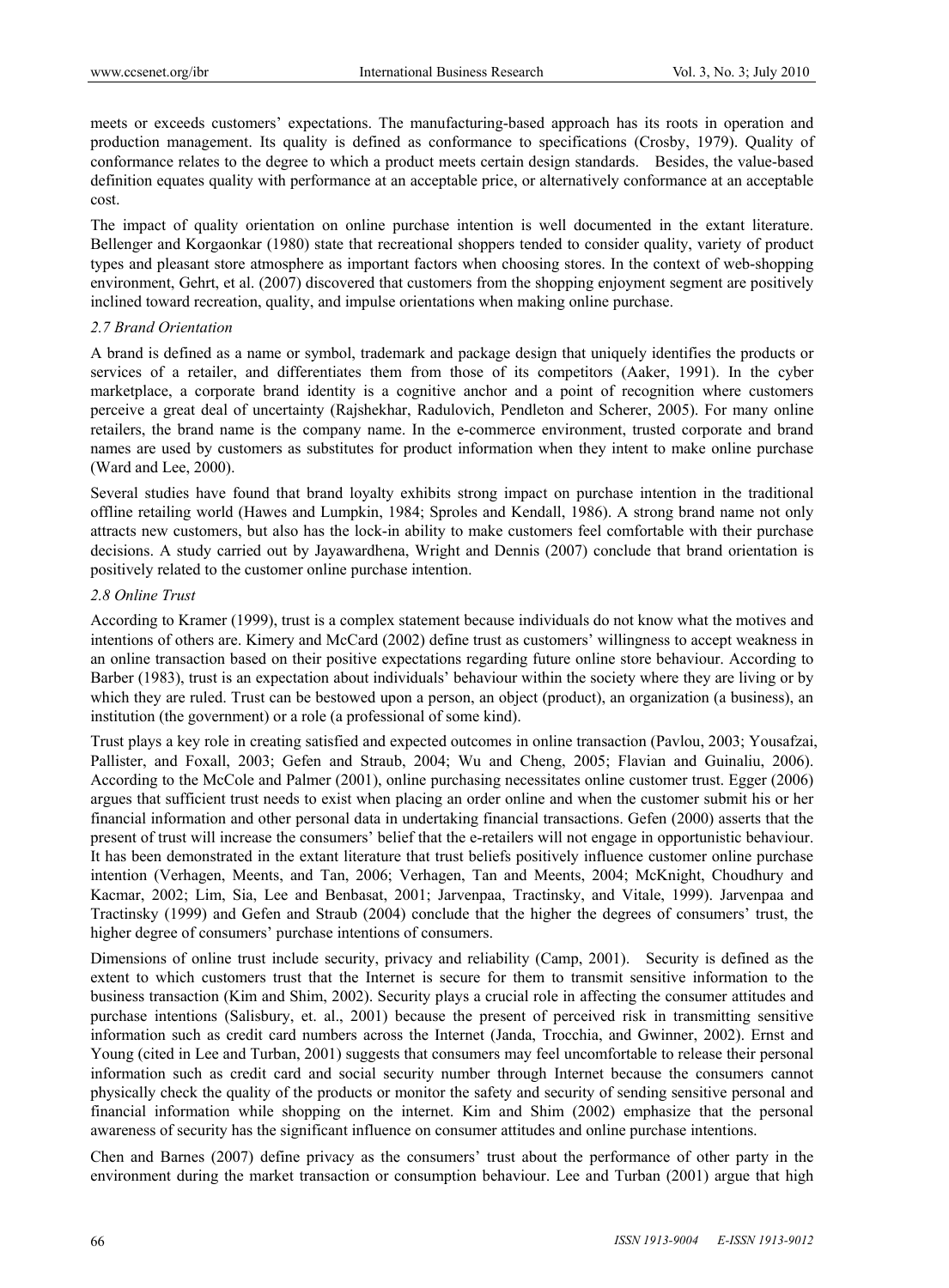meets or exceeds customers' expectations. The manufacturing-based approach has its roots in operation and production management. Its quality is defined as conformance to specifications (Crosby, 1979). Quality of conformance relates to the degree to which a product meets certain design standards. Besides, the value-based definition equates quality with performance at an acceptable price, or alternatively conformance at an acceptable cost.

The impact of quality orientation on online purchase intention is well documented in the extant literature. Bellenger and Korgaonkar (1980) state that recreational shoppers tended to consider quality, variety of product types and pleasant store atmosphere as important factors when choosing stores. In the context of web-shopping environment, Gehrt, et al. (2007) discovered that customers from the shopping enjoyment segment are positively inclined toward recreation, quality, and impulse orientations when making online purchase.

### *2.7 Brand Orientation*

A brand is defined as a name or symbol, trademark and package design that uniquely identifies the products or services of a retailer, and differentiates them from those of its competitors (Aaker, 1991). In the cyber marketplace, a corporate brand identity is a cognitive anchor and a point of recognition where customers perceive a great deal of uncertainty (Rajshekhar, Radulovich, Pendleton and Scherer, 2005). For many online retailers, the brand name is the company name. In the e-commerce environment, trusted corporate and brand names are used by customers as substitutes for product information when they intent to make online purchase (Ward and Lee, 2000).

Several studies have found that brand loyalty exhibits strong impact on purchase intention in the traditional offline retailing world (Hawes and Lumpkin, 1984; Sproles and Kendall, 1986). A strong brand name not only attracts new customers, but also has the lock-in ability to make customers feel comfortable with their purchase decisions. A study carried out by Jayawardhena, Wright and Dennis (2007) conclude that brand orientation is positively related to the customer online purchase intention.

### *2.8 Online Trust*

According to Kramer (1999), trust is a complex statement because individuals do not know what the motives and intentions of others are. Kimery and McCard (2002) define trust as customers' willingness to accept weakness in an online transaction based on their positive expectations regarding future online store behaviour. According to Barber (1983), trust is an expectation about individuals' behaviour within the society where they are living or by which they are ruled. Trust can be bestowed upon a person, an object (product), an organization (a business), an institution (the government) or a role (a professional of some kind).

Trust plays a key role in creating satisfied and expected outcomes in online transaction (Pavlou, 2003; Yousafzai, Pallister, and Foxall, 2003; Gefen and Straub, 2004; Wu and Cheng, 2005; Flavian and Guinaliu, 2006). According to the McCole and Palmer (2001), online purchasing necessitates online customer trust. Egger (2006) argues that sufficient trust needs to exist when placing an order online and when the customer submit his or her financial information and other personal data in undertaking financial transactions. Gefen (2000) asserts that the present of trust will increase the consumers' belief that the e-retailers will not engage in opportunistic behaviour. It has been demonstrated in the extant literature that trust beliefs positively influence customer online purchase intention (Verhagen, Meents, and Tan, 2006; Verhagen, Tan and Meents, 2004; McKnight, Choudhury and Kacmar, 2002; Lim, Sia, Lee and Benbasat, 2001; Jarvenpaa, Tractinsky, and Vitale, 1999). Jarvenpaa and Tractinsky (1999) and Gefen and Straub (2004) conclude that the higher the degrees of consumers' trust, the higher degree of consumers' purchase intentions of consumers.

Dimensions of online trust include security, privacy and reliability (Camp, 2001). Security is defined as the extent to which customers trust that the Internet is secure for them to transmit sensitive information to the business transaction (Kim and Shim, 2002). Security plays a crucial role in affecting the consumer attitudes and purchase intentions (Salisbury, et. al., 2001) because the present of perceived risk in transmitting sensitive information such as credit card numbers across the Internet (Janda, Trocchia, and Gwinner, 2002). Ernst and Young (cited in Lee and Turban, 2001) suggests that consumers may feel uncomfortable to release their personal information such as credit card and social security number through Internet because the consumers cannot physically check the quality of the products or monitor the safety and security of sending sensitive personal and financial information while shopping on the internet. Kim and Shim (2002) emphasize that the personal awareness of security has the significant influence on consumer attitudes and online purchase intentions.

Chen and Barnes (2007) define privacy as the consumers' trust about the performance of other party in the environment during the market transaction or consumption behaviour. Lee and Turban (2001) argue that high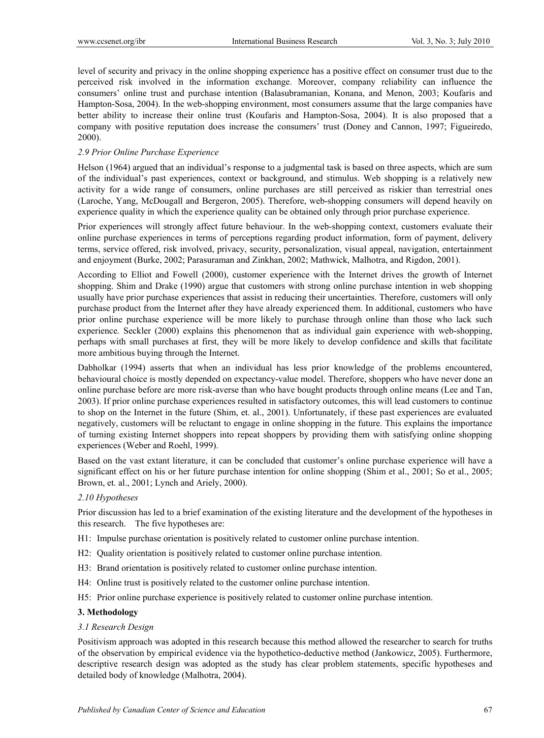level of security and privacy in the online shopping experience has a positive effect on consumer trust due to the perceived risk involved in the information exchange. Moreover, company reliability can influence the consumers' online trust and purchase intention (Balasubramanian, Konana, and Menon, 2003; Koufaris and Hampton-Sosa, 2004). In the web-shopping environment, most consumers assume that the large companies have better ability to increase their online trust (Koufaris and Hampton-Sosa, 2004). It is also proposed that a company with positive reputation does increase the consumers' trust (Doney and Cannon, 1997; Figueiredo, 2000).

### *2.9 Prior Online Purchase Experience*

Helson (1964) argued that an individual's response to a judgmental task is based on three aspects, which are sum of the individual's past experiences, context or background, and stimulus. Web shopping is a relatively new activity for a wide range of consumers, online purchases are still perceived as riskier than terrestrial ones (Laroche, Yang, McDougall and Bergeron, 2005). Therefore, web-shopping consumers will depend heavily on experience quality in which the experience quality can be obtained only through prior purchase experience.

Prior experiences will strongly affect future behaviour. In the web-shopping context, customers evaluate their online purchase experiences in terms of perceptions regarding product information, form of payment, delivery terms, service offered, risk involved, privacy, security, personalization, visual appeal, navigation, entertainment and enjoyment (Burke, 2002; Parasuraman and Zinkhan, 2002; Mathwick, Malhotra, and Rigdon, 2001).

According to Elliot and Fowell (2000), customer experience with the Internet drives the growth of Internet shopping. Shim and Drake (1990) argue that customers with strong online purchase intention in web shopping usually have prior purchase experiences that assist in reducing their uncertainties. Therefore, customers will only purchase product from the Internet after they have already experienced them. In additional, customers who have prior online purchase experience will be more likely to purchase through online than those who lack such experience. Seckler (2000) explains this phenomenon that as individual gain experience with web-shopping, perhaps with small purchases at first, they will be more likely to develop confidence and skills that facilitate more ambitious buying through the Internet.

Dabholkar (1994) asserts that when an individual has less prior knowledge of the problems encountered, behavioural choice is mostly depended on expectancy-value model. Therefore, shoppers who have never done an online purchase before are more risk-averse than who have bought products through online means (Lee and Tan, 2003). If prior online purchase experiences resulted in satisfactory outcomes, this will lead customers to continue to shop on the Internet in the future (Shim, et. al., 2001). Unfortunately, if these past experiences are evaluated negatively, customers will be reluctant to engage in online shopping in the future. This explains the importance of turning existing Internet shoppers into repeat shoppers by providing them with satisfying online shopping experiences (Weber and Roehl, 1999).

Based on the vast extant literature, it can be concluded that customer's online purchase experience will have a significant effect on his or her future purchase intention for online shopping (Shim et al., 2001; So et al., 2005; Brown, et. al., 2001; Lynch and Ariely, 2000).

### *2.10 Hypotheses*

Prior discussion has led to a brief examination of the existing literature and the development of the hypotheses in this research. The five hypotheses are:

H1: Impulse purchase orientation is positively related to customer online purchase intention.

H2: Quality orientation is positively related to customer online purchase intention.

H3: Brand orientation is positively related to customer online purchase intention.

H4: Online trust is positively related to the customer online purchase intention.

H5: Prior online purchase experience is positively related to customer online purchase intention.

## 3. Methodology

### *3.1 Research Design*

Positivism approach was adopted in this research because this method allowed the researcher to search for truths of the observation by empirical evidence via the hypothetico-deductive method (Jankowicz, 2005). Furthermore, descriptive research design was adopted as the study has clear problem statements, specific hypotheses and detailed body of knowledge (Malhotra, 2004).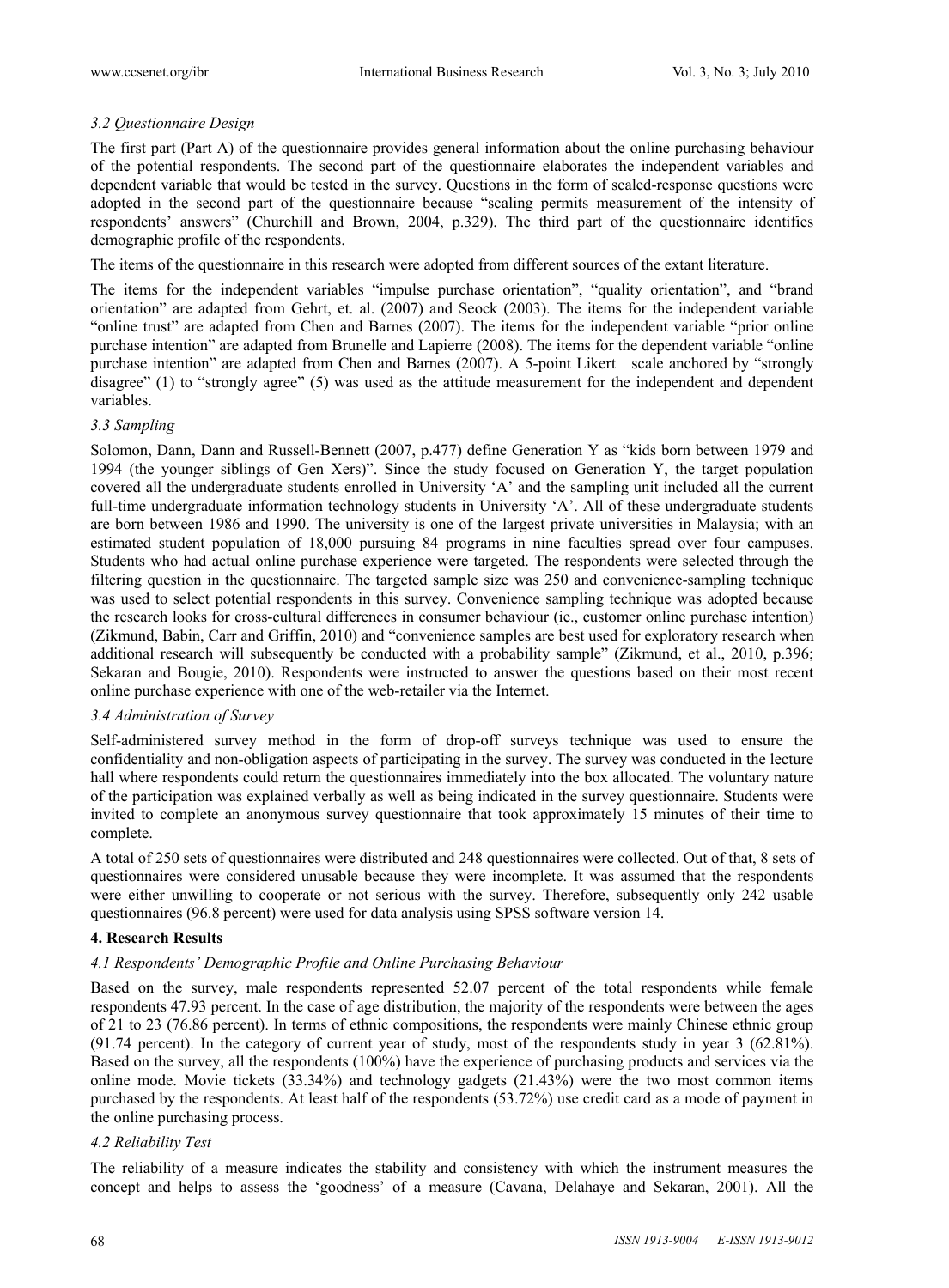### *3.2 Questionnaire Design*

The first part (Part A) of the questionnaire provides general information about the online purchasing behaviour of the potential respondents. The second part of the questionnaire elaborates the independent variables and dependent variable that would be tested in the survey. Questions in the form of scaled-response questions were adopted in the second part of the questionnaire because "scaling permits measurement of the intensity of respondents' answers" (Churchill and Brown, 2004, p.329). The third part of the questionnaire identifies demographic profile of the respondents.

The items of the questionnaire in this research were adopted from different sources of the extant literature.

The items for the independent variables "impulse purchase orientation", "quality orientation", and "brand orientation" are adapted from Gehrt, et. al. (2007) and Seock (2003). The items for the independent variable "online trust" are adapted from Chen and Barnes (2007). The items for the independent variable "prior online purchase intention" are adapted from Brunelle and Lapierre (2008). The items for the dependent variable "online purchase intention" are adapted from Chen and Barnes (2007). A 5-point Likert scale anchored by "strongly disagree" (1) to "strongly agree" (5) was used as the attitude measurement for the independent and dependent variables.

### *3.3 Sampling*

Solomon, Dann, Dann and Russell-Bennett (2007, p.477) define Generation Y as "kids born between 1979 and 1994 (the younger siblings of Gen Xers)". Since the study focused on Generation Y, the target population covered all the undergraduate students enrolled in University 'A' and the sampling unit included all the current full-time undergraduate information technology students in University 'A'. All of these undergraduate students are born between 1986 and 1990. The university is one of the largest private universities in Malaysia; with an estimated student population of 18,000 pursuing 84 programs in nine faculties spread over four campuses. Students who had actual online purchase experience were targeted. The respondents were selected through the filtering question in the questionnaire. The targeted sample size was 250 and convenience-sampling technique was used to select potential respondents in this survey. Convenience sampling technique was adopted because the research looks for cross-cultural differences in consumer behaviour (ie., customer online purchase intention) (Zikmund, Babin, Carr and Griffin, 2010) and "convenience samples are best used for exploratory research when additional research will subsequently be conducted with a probability sample" (Zikmund, et al., 2010, p.396; Sekaran and Bougie, 2010). Respondents were instructed to answer the questions based on their most recent online purchase experience with one of the web-retailer via the Internet.

### *3.4 Administration of Survey*

Self-administered survey method in the form of drop-off surveys technique was used to ensure the confidentiality and non-obligation aspects of participating in the survey. The survey was conducted in the lecture hall where respondents could return the questionnaires immediately into the box allocated. The voluntary nature of the participation was explained verbally as well as being indicated in the survey questionnaire. Students were invited to complete an anonymous survey questionnaire that took approximately 15 minutes of their time to complete.

A total of 250 sets of questionnaires were distributed and 248 questionnaires were collected. Out of that, 8 sets of questionnaires were considered unusable because they were incomplete. It was assumed that the respondents were either unwilling to cooperate or not serious with the survey. Therefore, subsequently only 242 usable questionnaires (96.8 percent) were used for data analysis using SPSS software version 14.

## 4. Research Results

### *4.1 Respondents' Demographic Profile and Online Purchasing Behaviour*

Based on the survey, male respondents represented 52.07 percent of the total respondents while female respondents 47.93 percent. In the case of age distribution, the majority of the respondents were between the ages of 21 to 23 (76.86 percent). In terms of ethnic compositions, the respondents were mainly Chinese ethnic group (91.74 percent). In the category of current year of study, most of the respondents study in year 3 (62.81%). Based on the survey, all the respondents (100%) have the experience of purchasing products and services via the online mode. Movie tickets (33.34%) and technology gadgets (21.43%) were the two most common items purchased by the respondents. At least half of the respondents (53.72%) use credit card as a mode of payment in the online purchasing process.

### *4.2 Reliability Test*

The reliability of a measure indicates the stability and consistency with which the instrument measures the concept and helps to assess the 'goodness' of a measure (Cavana, Delahaye and Sekaran, 2001). All the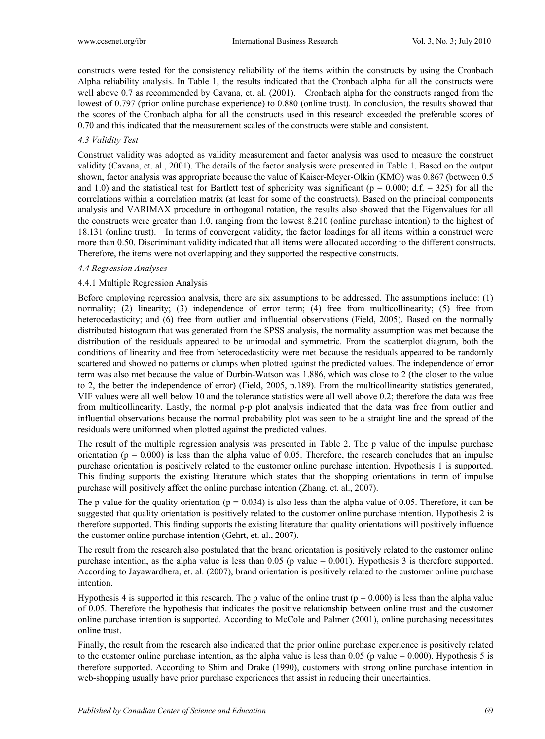constructs were tested for the consistency reliability of the items within the constructs by using the Cronbach Alpha reliability analysis. In Table 1, the results indicated that the Cronbach alpha for all the constructs were well above 0.7 as recommended by Cavana, et. al. (2001). Cronbach alpha for the constructs ranged from the lowest of 0.797 (prior online purchase experience) to 0.880 (online trust). In conclusion, the results showed that the scores of the Cronbach alpha for all the constructs used in this research exceeded the preferable scores of 0.70 and this indicated that the measurement scales of the constructs were stable and consistent.

### *4.3 Validity Test*

Construct validity was adopted as validity measurement and factor analysis was used to measure the construct validity (Cavana, et. al., 2001). The details of the factor analysis were presented in Table 1. Based on the output shown, factor analysis was appropriate because the value of Kaiser-Meyer-Olkin (KMO) was 0.867 (between 0.5 and 1.0) and the statistical test for Bartlett test of sphericity was significant ($p = 0.000$; d.f. = 325) for all the correlations within a correlation matrix (at least for some of the constructs). Based on the principal components analysis and VARIMAX procedure in orthogonal rotation, the results also showed that the Eigenvalues for all the constructs were greater than 1.0, ranging from the lowest 8.210 (online purchase intention) to the highest of 18.131 (online trust). In terms of convergent validity, the factor loadings for all items within a construct were more than 0.50. Discriminant validity indicated that all items were allocated according to the different constructs. Therefore, the items were not overlapping and they supported the respective constructs.

### *4.4 Regression Analyses*

#### 4.4.1 Multiple Regression Analysis

Before employing regression analysis, there are six assumptions to be addressed. The assumptions include: (1) normality; (2) linearity; (3) independence of error term; (4) free from multicollinearity; (5) free from heterocedasticity; and (6) free from outlier and influential observations (Field, 2005). Based on the normally distributed histogram that was generated from the SPSS analysis, the normality assumption was met because the distribution of the residuals appeared to be unimodal and symmetric. From the scatterplot diagram, both the conditions of linearity and free from heterocedasticity were met because the residuals appeared to be randomly scattered and showed no patterns or clumps when plotted against the predicted values. The independence of error term was also met because the value of Durbin-Watson was 1.886, which was close to 2 (the closer to the value to 2, the better the independence of error) (Field, 2005, p.189). From the multicollinearity statistics generated, VIF values were all well below 10 and the tolerance statistics were all well above 0.2; therefore the data was free from multicollinearity. Lastly, the normal p-p plot analysis indicated that the data was free from outlier and influential observations because the normal probability plot was seen to be a straight line and the spread of the residuals were uniformed when plotted against the predicted values.

The result of the multiple regression analysis was presented in Table 2. The p value of the impulse purchase orientation ($p = 0.000$) is less than the alpha value of 0.05. Therefore, the research concludes that an impulse purchase orientation is positively related to the customer online purchase intention. Hypothesis 1 is supported. This finding supports the existing literature which states that the shopping orientations in term of impulse purchase will positively affect the online purchase intention (Zhang, et. al., 2007).

The p value for the quality orientation ($p = 0.034$) is also less than the alpha value of 0.05. Therefore, it can be suggested that quality orientation is positively related to the customer online purchase intention. Hypothesis 2 is therefore supported. This finding supports the existing literature that quality orientations will positively influence the customer online purchase intention (Gehrt, et. al., 2007).

The result from the research also postulated that the brand orientation is positively related to the customer online purchase intention, as the alpha value is less than 0.05 (p value = 0.001). Hypothesis 3 is therefore supported. According to Jayawardhera, et. al. (2007), brand orientation is positively related to the customer online purchase intention.

Hypothesis 4 is supported in this research. The p value of the online trust ($p = 0.000$) is less than the alpha value of 0.05. Therefore the hypothesis that indicates the positive relationship between online trust and the customer online purchase intention is supported. According to McCole and Palmer (2001), online purchasing necessitates online trust.

Finally, the result from the research also indicated that the prior online purchase experience is positively related to the customer online purchase intention, as the alpha value is less than 0.05 (p value = 0.000). Hypothesis 5 is therefore supported. According to Shim and Drake (1990), customers with strong online purchase intention in web-shopping usually have prior purchase experiences that assist in reducing their uncertainties.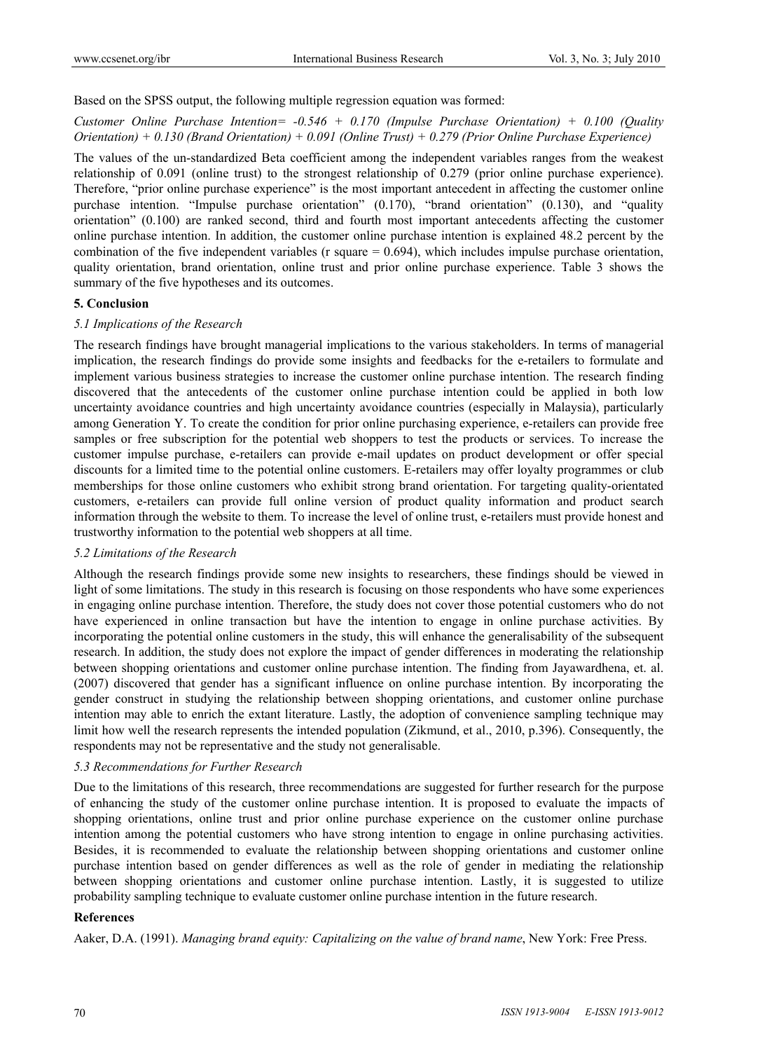Based on the SPSS output, the following multiple regression equation was formed:

*Customer Online Purchase Intention= -0.546 + 0.170 (Impulse Purchase Orientation) + 0.100 (Quality Orientation) + 0.130 (Brand Orientation) + 0.091 (Online Trust) + 0.279 (Prior Online Purchase Experience)*

The values of the un-standardized Beta coefficient among the independent variables ranges from the weakest relationship of 0.091 (online trust) to the strongest relationship of 0.279 (prior online purchase experience). Therefore, "prior online purchase experience" is the most important antecedent in affecting the customer online purchase intention. "Impulse purchase orientation" (0.170), "brand orientation" (0.130), and "quality orientation" (0.100) are ranked second, third and fourth most important antecedents affecting the customer online purchase intention. In addition, the customer online purchase intention is explained 48.2 percent by the combination of the five independent variables (r square = 0.694), which includes impulse purchase orientation, quality orientation, brand orientation, online trust and prior online purchase experience. Table 3 shows the summary of the five hypotheses and its outcomes.

## 5. Conclusion

### *5.1 Implications of the Research*

The research findings have brought managerial implications to the various stakeholders. In terms of managerial implication, the research findings do provide some insights and feedbacks for the e-retailers to formulate and implement various business strategies to increase the customer online purchase intention. The research finding discovered that the antecedents of the customer online purchase intention could be applied in both low uncertainty avoidance countries and high uncertainty avoidance countries (especially in Malaysia), particularly among Generation Y. To create the condition for prior online purchasing experience, e-retailers can provide free samples or free subscription for the potential web shoppers to test the products or services. To increase the customer impulse purchase, e-retailers can provide e-mail updates on product development or offer special discounts for a limited time to the potential online customers. E-retailers may offer loyalty programmes or club memberships for those online customers who exhibit strong brand orientation. For targeting quality-orientated customers, e-retailers can provide full online version of product quality information and product search information through the website to them. To increase the level of online trust, e-retailers must provide honest and trustworthy information to the potential web shoppers at all time.

### *5.2 Limitations of the Research*

Although the research findings provide some new insights to researchers, these findings should be viewed in light of some limitations. The study in this research is focusing on those respondents who have some experiences in engaging online purchase intention. Therefore, the study does not cover those potential customers who do not have experienced in online transaction but have the intention to engage in online purchase activities. By incorporating the potential online customers in the study, this will enhance the generalisability of the subsequent research. In addition, the study does not explore the impact of gender differences in moderating the relationship between shopping orientations and customer online purchase intention. The finding from Jayawardhena, et. al. (2007) discovered that gender has a significant influence on online purchase intention. By incorporating the gender construct in studying the relationship between shopping orientations, and customer online purchase intention may able to enrich the extant literature. Lastly, the adoption of convenience sampling technique may limit how well the research represents the intended population (Zikmund, et al., 2010, p.396). Consequently, the respondents may not be representative and the study not generalisable.

### *5.3 Recommendations for Further Research*

Due to the limitations of this research, three recommendations are suggested for further research for the purpose of enhancing the study of the customer online purchase intention. It is proposed to evaluate the impacts of shopping orientations, online trust and prior online purchase experience on the customer online purchase intention among the potential customers who have strong intention to engage in online purchasing activities. Besides, it is recommended to evaluate the relationship between shopping orientations and customer online purchase intention based on gender differences as well as the role of gender in mediating the relationship between shopping orientations and customer online purchase intention. Lastly, it is suggested to utilize probability sampling technique to evaluate customer online purchase intention in the future research.

## References

Aaker, D.A. (1991). *Managing brand equity: Capitalizing on the value of brand name*, New York: Free Press.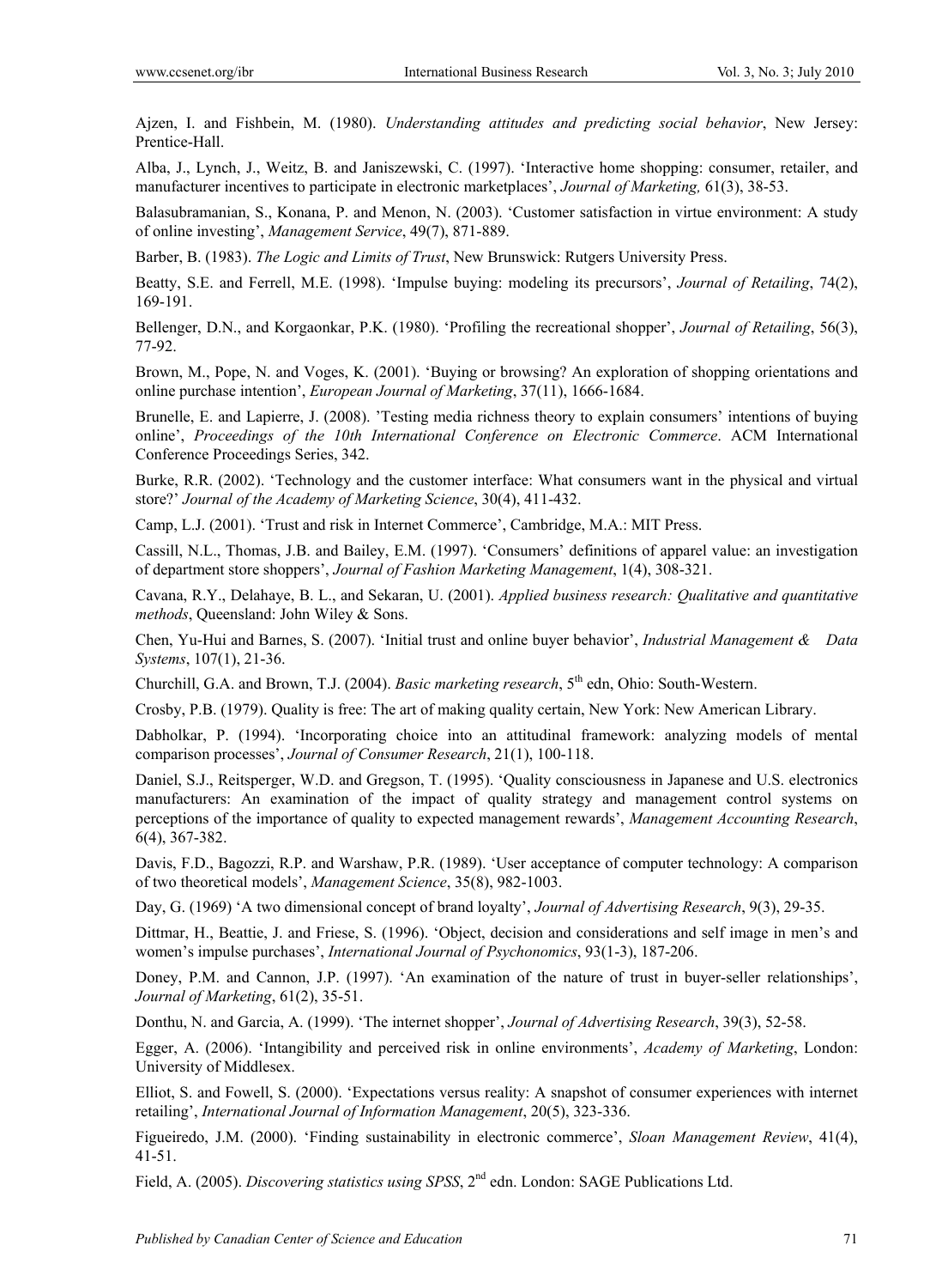Ajzen, I. and Fishbein, M. (1980). *Understanding attitudes and predicting social behavior*, New Jersey: Prentice-Hall.

Alba, J., Lynch, J., Weitz, B. and Janiszewski, C. (1997). 'Interactive home shopping: consumer, retailer, and manufacturer incentives to participate in electronic marketplaces', *Journal of Marketing,* 61(3), 38-53.

Balasubramanian, S., Konana, P. and Menon, N. (2003). 'Customer satisfaction in virtue environment: A study of online investing', *Management Service*, 49(7), 871-889.

Barber, B. (1983). *The Logic and Limits of Trust*, New Brunswick: Rutgers University Press.

Beatty, S.E. and Ferrell, M.E. (1998). 'Impulse buying: modeling its precursors', *Journal of Retailing*, 74(2), 169-191.

Bellenger, D.N., and Korgaonkar, P.K. (1980). 'Profiling the recreational shopper', *Journal of Retailing*, 56(3), 77-92.

Brown, M., Pope, N. and Voges, K. (2001). 'Buying or browsing? An exploration of shopping orientations and online purchase intention', *European Journal of Marketing*, 37(11), 1666-1684.

Brunelle, E. and Lapierre, J. (2008). 'Testing media richness theory to explain consumers' intentions of buying online', *Proceedings of the 10th International Conference on Electronic Commerce*. ACM International Conference Proceedings Series, 342.

Burke, R.R. (2002). 'Technology and the customer interface: What consumers want in the physical and virtual store?' *Journal of the Academy of Marketing Science*, 30(4), 411-432.

Camp, L.J. (2001). 'Trust and risk in Internet Commerce', Cambridge, M.A.: MIT Press.

Cassill, N.L., Thomas, J.B. and Bailey, E.M. (1997). 'Consumers' definitions of apparel value: an investigation of department store shoppers', *Journal of Fashion Marketing Management*, 1(4), 308-321.

Cavana, R.Y., Delahaye, B. L., and Sekaran, U. (2001). *Applied business research: Qualitative and quantitative methods*, Queensland: John Wiley & Sons.

Chen, Yu-Hui and Barnes, S. (2007). 'Initial trust and online buyer behavior', *Industrial Management & Data Systems*, 107(1), 21-36.

Churchill, G.A. and Brown, T.J. (2004). *Basic marketing research*, 5th edn, Ohio: South-Western.

Crosby, P.B. (1979). Quality is free: The art of making quality certain, New York: New American Library.

Dabholkar, P. (1994). 'Incorporating choice into an attitudinal framework: analyzing models of mental comparison processes', *Journal of Consumer Research*, 21(1), 100-118.

Daniel, S.J., Reitsperger, W.D. and Gregson, T. (1995). 'Quality consciousness in Japanese and U.S. electronics manufacturers: An examination of the impact of quality strategy and management control systems on perceptions of the importance of quality to expected management rewards', *Management Accounting Research*, 6(4), 367-382.

Davis, F.D., Bagozzi, R.P. and Warshaw, P.R. (1989). 'User acceptance of computer technology: A comparison of two theoretical models', *Management Science*, 35(8), 982-1003.

Day, G. (1969) 'A two dimensional concept of brand loyalty', *Journal of Advertising Research*, 9(3), 29-35.

Dittmar, H., Beattie, J. and Friese, S. (1996). 'Object, decision and considerations and self image in men's and women's impulse purchases', *International Journal of Psychonomics*, 93(1-3), 187-206.

Doney, P.M. and Cannon, J.P. (1997). 'An examination of the nature of trust in buyer-seller relationships', *Journal of Marketing*, 61(2), 35-51.

Donthu, N. and Garcia, A. (1999). 'The internet shopper', *Journal of Advertising Research*, 39(3), 52-58.

Egger, A. (2006). 'Intangibility and perceived risk in online environments', *Academy of Marketing*, London: University of Middlesex.

Elliot, S. and Fowell, S. (2000). 'Expectations versus reality: A snapshot of consumer experiences with internet retailing', *International Journal of Information Management*, 20(5), 323-336.

Figueiredo, J.M. (2000). 'Finding sustainability in electronic commerce', *Sloan Management Review*, 41(4), 41-51.

Field, A. (2005). *Discovering statistics using SPSS*, 2nd edn. London: SAGE Publications Ltd.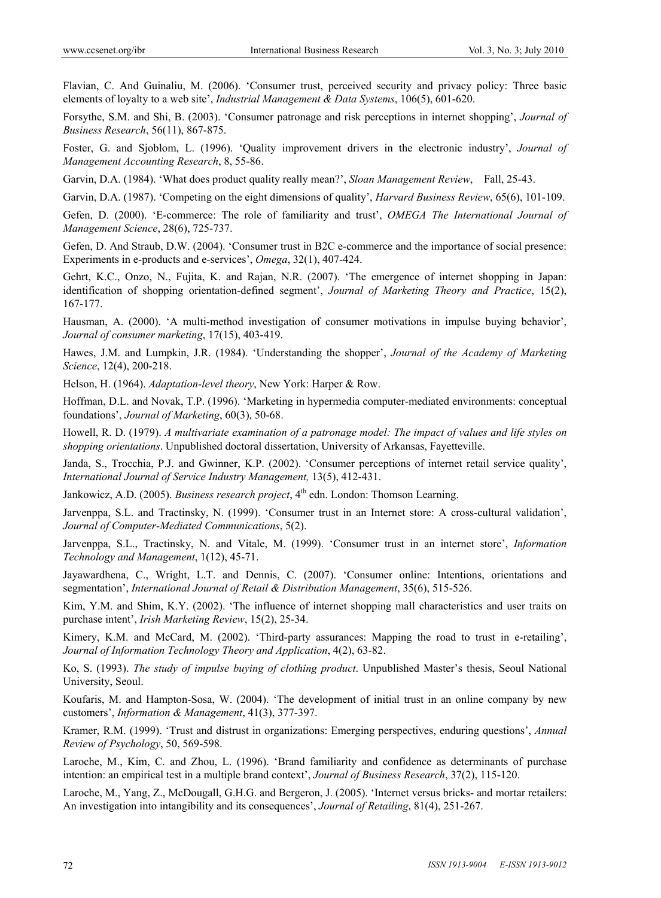Flavian, C. And Guinaliu, M. (2006). 'Consumer trust, perceived security and privacy policy: Three basic elements of loyalty to a web site', *Industrial Management & Data Systems*, 106(5), 601-620.

Forsythe, S.M. and Shi, B. (2003). 'Consumer patronage and risk perceptions in internet shopping', *Journal of Business Research*, 56(11), 867-875.

Foster, G. and Sjoblom, L. (1996). 'Quality improvement drivers in the electronic industry', *Journal of Management Accounting Research*, 8, 55-86.

Garvin, D.A. (1984). 'What does product quality really mean?', *Sloan Management Review*, Fall, 25-43.

Garvin, D.A. (1987). 'Competing on the eight dimensions of quality', *Harvard Business Review*, 65(6), 101-109.

Gefen, D. (2000). 'E-commerce: The role of familiarity and trust', *OMEGA The International Journal of Management Science*, 28(6), 725-737.

Gefen, D. And Straub, D.W. (2004). 'Consumer trust in B2C e-commerce and the importance of social presence: Experiments in e-products and e-services', *Omega*, 32(1), 407-424.

Gehrt, K.C., Onzo, N., Fujita, K. and Rajan, N.R. (2007). 'The emergence of internet shopping in Japan: identification of shopping orientation-defined segment', *Journal of Marketing Theory and Practice*, 15(2), 167-177.

Hausman, A. (2000). 'A multi-method investigation of consumer motivations in impulse buying behavior', *Journal of consumer marketing*, 17(15), 403-419.

Hawes, J.M. and Lumpkin, J.R. (1984). 'Understanding the shopper', *Journal of the Academy of Marketing Science*, 12(4), 200-218.

Helson, H. (1964). *Adaptation-level theory*, New York: Harper & Row.

Hoffman, D.L. and Novak, T.P. (1996). 'Marketing in hypermedia computer-mediated environments: conceptual foundations', *Journal of Marketing*, 60(3), 50-68.

Howell, R. D. (1979). *A multivariate examination of a patronage model: The impact of values and life styles on shopping orientations*. Unpublished doctoral dissertation, University of Arkansas, Fayetteville.

Janda, S., Trocchia, P.J. and Gwinner, K.P. (2002). 'Consumer perceptions of internet retail service quality', *International Journal of Service Industry Management,* 13(5), 412-431.

Jankowicz, A.D. (2005). *Business research project*, 4th edn. London: Thomson Learning.

Jarvenppa, S.L. and Tractinsky, N. (1999). 'Consumer trust in an Internet store: A cross-cultural validation', *Journal of Computer-Mediated Communications*, 5(2).

Jarvenppa, S.L., Tractinsky, N. and Vitale, M. (1999). 'Consumer trust in an internet store', *Information Technology and Management*, 1(12), 45-71.

Jayawardhena, C., Wright, L.T. and Dennis, C. (2007). 'Consumer online: Intentions, orientations and segmentation', *International Journal of Retail & Distribution Management*, 35(6), 515-526.

Kim, Y.M. and Shim, K.Y. (2002). 'The influence of internet shopping mall characteristics and user traits on purchase intent', *Irish Marketing Review*, 15(2), 25-34.

Kimery, K.M. and McCard, M. (2002). 'Third-party assurances: Mapping the road to trust in e-retailing', *Journal of Information Technology Theory and Application*, 4(2), 63-82.

Ko, S. (1993). *The study of impulse buying of clothing product*. Unpublished Master's thesis, Seoul National University, Seoul.

Koufaris, M. and Hampton-Sosa, W. (2004). 'The development of initial trust in an online company by new customers', *Information & Management*, 41(3), 377-397.

Kramer, R.M. (1999). 'Trust and distrust in organizations: Emerging perspectives, enduring questions', *Annual Review of Psychology*, 50, 569-598.

Laroche, M., Kim, C. and Zhou, L. (1996). 'Brand familiarity and confidence as determinants of purchase intention: an empirical test in a multiple brand context', *Journal of Business Research*, 37(2), 115-120.

Laroche, M., Yang, Z., McDougall, G.H.G. and Bergeron, J. (2005). 'Internet versus bricks- and mortar retailers: An investigation into intangibility and its consequences', *Journal of Retailing*, 81(4), 251-267.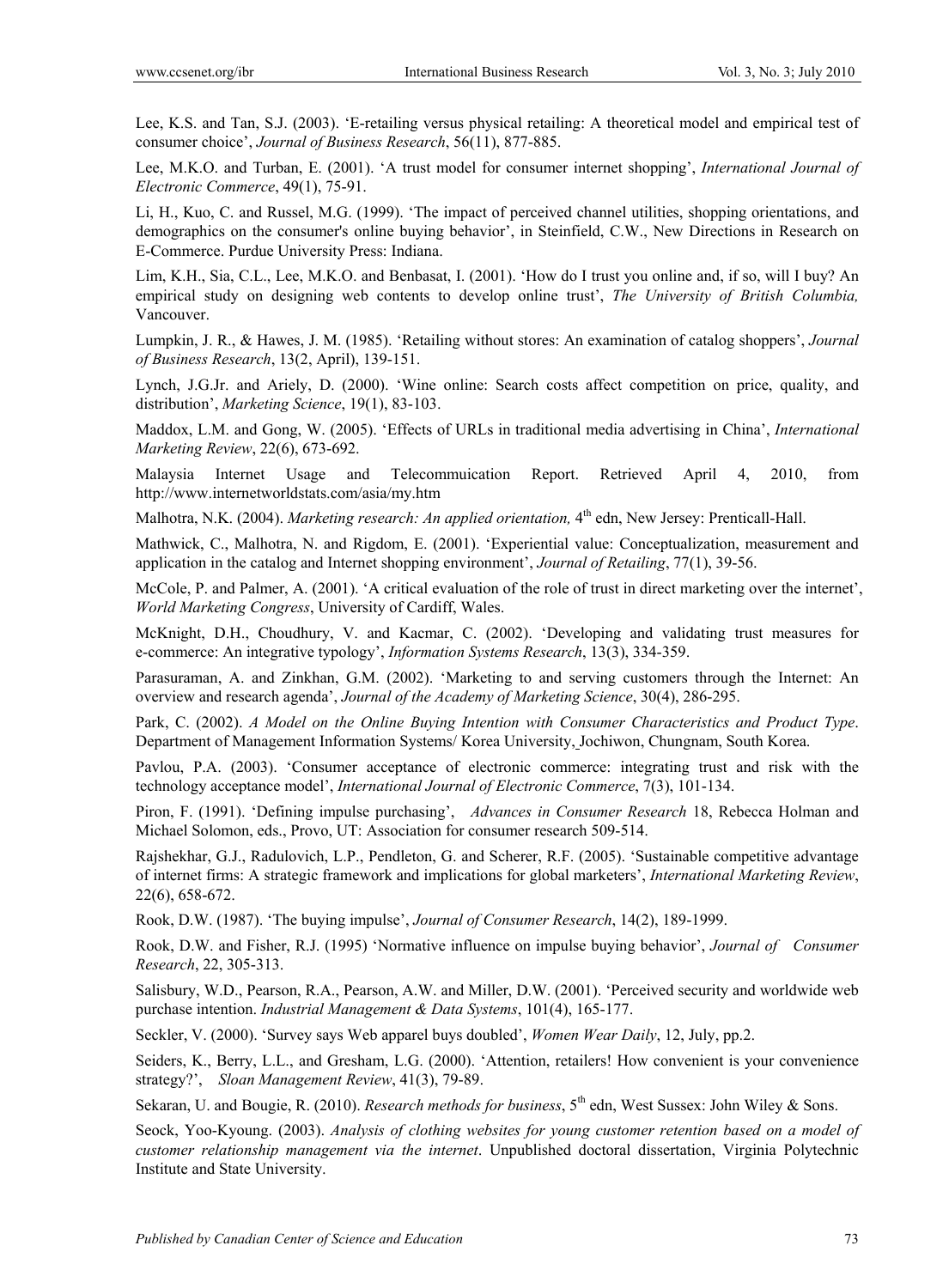Lee, K.S. and Tan, S.J. (2003). 'E-retailing versus physical retailing: A theoretical model and empirical test of consumer choice', *Journal of Business Research*, 56(11), 877-885.

Lee, M.K.O. and Turban, E. (2001). 'A trust model for consumer internet shopping', *International Journal of Electronic Commerce*, 49(1), 75-91.

Li, H., Kuo, C. and Russel, M.G. (1999). 'The impact of perceived channel utilities, shopping orientations, and demographics on the consumer's online buying behavior', in Steinfield, C.W., New Directions in Research on E-Commerce. Purdue University Press: Indiana.

Lim, K.H., Sia, C.L., Lee, M.K.O. and Benbasat, I. (2001). 'How do I trust you online and, if so, will I buy? An empirical study on designing web contents to develop online trust', *The University of British Columbia,* Vancouver.

Lumpkin, J. R., & Hawes, J. M. (1985). 'Retailing without stores: An examination of catalog shoppers', *Journal of Business Research*, 13(2, April), 139-151.

Lynch, J.G.Jr. and Ariely, D. (2000). 'Wine online: Search costs affect competition on price, quality, and distribution', *Marketing Science*, 19(1), 83-103.

Maddox, L.M. and Gong, W. (2005). 'Effects of URLs in traditional media advertising in China', *International Marketing Review*, 22(6), 673-692.

Malaysia Internet Usage and Telecommuication Report. Retrieved April 4, 2010, from http://www.internetworldstats.com/asia/my.htm

Malhotra, N.K. (2004). *Marketing research: An applied orientation,* 4th edn, New Jersey: Prenticall-Hall.

Mathwick, C., Malhotra, N. and Rigdom, E. (2001). 'Experiential value: Conceptualization, measurement and application in the catalog and Internet shopping environment', *Journal of Retailing*, 77(1), 39-56.

McCole, P. and Palmer, A. (2001). 'A critical evaluation of the role of trust in direct marketing over the internet', *World Marketing Congress*, University of Cardiff, Wales.

McKnight, D.H., Choudhury, V. and Kacmar, C. (2002). 'Developing and validating trust measures for e-commerce: An integrative typology', *Information Systems Research*, 13(3), 334-359.

Parasuraman, A. and Zinkhan, G.M. (2002). 'Marketing to and serving customers through the Internet: An overview and research agenda', *Journal of the Academy of Marketing Science*, 30(4), 286-295.

Park, C. (2002). *A Model on the Online Buying Intention with Consumer Characteristics and Product Type*. Department of Management Information Systems/ Korea University, Jochiwon, Chungnam, South Korea.

Pavlou, P.A. (2003). 'Consumer acceptance of electronic commerce: integrating trust and risk with the technology acceptance model', *International Journal of Electronic Commerce*, 7(3), 101-134.

Piron, F. (1991). 'Defining impulse purchasing', *Advances in Consumer Research* 18, Rebecca Holman and Michael Solomon, eds., Provo, UT: Association for consumer research 509-514.

Rajshekhar, G.J., Radulovich, L.P., Pendleton, G. and Scherer, R.F. (2005). 'Sustainable competitive advantage of internet firms: A strategic framework and implications for global marketers', *International Marketing Review*, 22(6), 658-672.

Rook, D.W. (1987). 'The buying impulse', *Journal of Consumer Research*, 14(2), 189-1999.

Rook, D.W. and Fisher, R.J. (1995) 'Normative influence on impulse buying behavior', *Journal of Consumer Research*, 22, 305-313.

Salisbury, W.D., Pearson, R.A., Pearson, A.W. and Miller, D.W. (2001). 'Perceived security and worldwide web purchase intention. *Industrial Management & Data Systems*, 101(4), 165-177.

Seckler, V. (2000). 'Survey says Web apparel buys doubled', *Women Wear Daily*, 12, July, pp.2.

Seiders, K., Berry, L.L., and Gresham, L.G. (2000). 'Attention, retailers! How convenient is your convenience strategy?', *Sloan Management Review*, 41(3), 79-89.

Sekaran, U. and Bougie, R. (2010). *Research methods for business*, 5th edn, West Sussex: John Wiley & Sons.

Seock, Yoo-Kyoung. (2003). *Analysis of clothing websites for young customer retention based on a model of customer relationship management via the internet*. Unpublished doctoral dissertation, Virginia Polytechnic Institute and State University.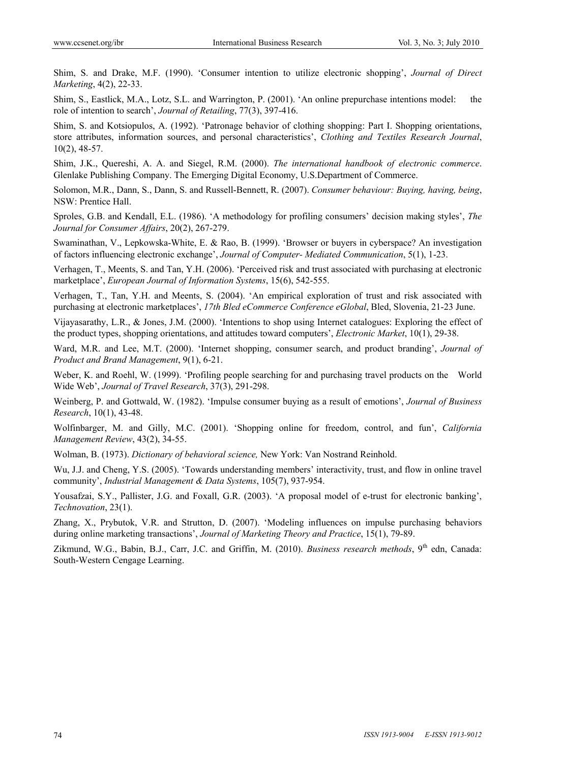Shim, S. and Drake, M.F. (1990). 'Consumer intention to utilize electronic shopping', *Journal of Direct Marketing*, 4(2), 22-33.

Shim, S., Eastlick, M.A., Lotz, S.L. and Warrington, P. (2001). 'An online prepurchase intentions model: the role of intention to search', *Journal of Retailing*, 77(3), 397-416.

Shim, S. and Kotsiopulos, A. (1992). 'Patronage behavior of clothing shopping: Part I. Shopping orientations, store attributes, information sources, and personal characteristics', *Clothing and Textiles Research Journal*, 10(2), 48-57.

Shim, J.K., Quereshi, A. A. and Siegel, R.M. (2000). *The international handbook of electronic commerce*. Glenlake Publishing Company. The Emerging Digital Economy, U.S.Department of Commerce.

Solomon, M.R., Dann, S., Dann, S. and Russell-Bennett, R. (2007). *Consumer behaviour: Buying, having, being*, NSW: Prentice Hall.

Sproles, G.B. and Kendall, E.L. (1986). 'A methodology for profiling consumers' decision making styles', *The Journal for Consumer Affairs*, 20(2), 267-279.

Swaminathan, V., Lepkowska-White, E. & Rao, B. (1999). 'Browser or buyers in cyberspace? An investigation of factors influencing electronic exchange', *Journal of Computer- Mediated Communication*, 5(1), 1-23.

Verhagen, T., Meents, S. and Tan, Y.H. (2006). 'Perceived risk and trust associated with purchasing at electronic marketplace', *European Journal of Information Systems*, 15(6), 542-555.

Verhagen, T., Tan, Y.H. and Meents, S. (2004). 'An empirical exploration of trust and risk associated with purchasing at electronic marketplaces', *17th Bled eCommerce Conference eGlobal*, Bled, Slovenia, 21-23 June.

Vijayasarathy, L.R., & Jones, J.M. (2000). 'Intentions to shop using Internet catalogues: Exploring the effect of the product types, shopping orientations, and attitudes toward computers', *Electronic Market*, 10(1), 29-38.

Ward, M.R. and Lee, M.T. (2000). 'Internet shopping, consumer search, and product branding', *Journal of Product and Brand Management*, 9(1), 6-21.

Weber, K. and Roehl, W. (1999). 'Profiling people searching for and purchasing travel products on the World Wide Web', *Journal of Travel Research*, 37(3), 291-298.

Weinberg, P. and Gottwald, W. (1982). 'Impulse consumer buying as a result of emotions', *Journal of Business Research*, 10(1), 43-48.

Wolfinbarger, M. and Gilly, M.C. (2001). 'Shopping online for freedom, control, and fun', *California Management Review*, 43(2), 34-55.

Wolman, B. (1973). *Dictionary of behavioral science,* New York: Van Nostrand Reinhold.

Wu, J.J. and Cheng, Y.S. (2005). 'Towards understanding members' interactivity, trust, and flow in online travel community', *Industrial Management & Data Systems*, 105(7), 937-954.

Yousafzai, S.Y., Pallister, J.G. and Foxall, G.R. (2003). 'A proposal model of e-trust for electronic banking', *Technovation*, 23(1).

Zhang, X., Prybutok, V.R. and Strutton, D. (2007). 'Modeling influences on impulse purchasing behaviors during online marketing transactions', *Journal of Marketing Theory and Practice*, 15(1), 79-89.

Zikmund, W.G., Babin, B.J., Carr, J.C. and Griffin, M. (2010). *Business research methods*, 9th edn, Canada: South-Western Cengage Learning.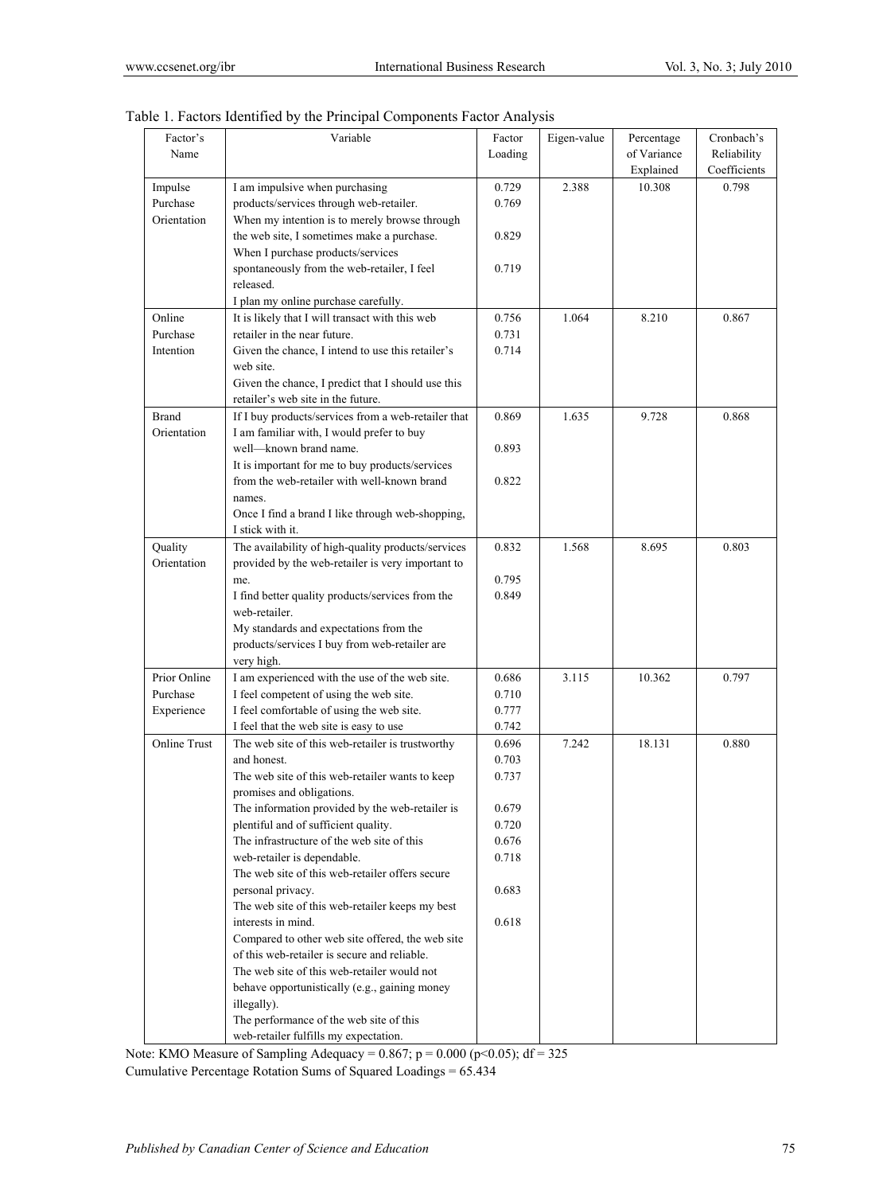Table 1. Factors Identified by the Principal Components Factor Analysis

| Factor's Name | Variable | Factor Loading | Eigen-value | Percentage of Variance Explained | Cronbach's Reliability Coefficients |
|---|---|---|---|---|---|
| Impulse Purchase Orientation | I am impulsive when purchasing products/services through web-retailer. When my intention is to merely browse through the web site, I sometimes make a purchase. When I purchase products/services spontaneously from the web-retailer, I feel released. I plan my online purchase carefully. | 0.729 0.769 0.829 0.719 | 2.388 | 10.308 | 0.798 |
| Online Purchase Intention | It is likely that I will transact with this web retailer in the near future. Given the chance, I intend to use this retailer's web site. Given the chance, I predict that I should use this retailer's web site in the future. | 0.756 0.731 0.714 | 1.064 | 8.210 | 0.867 |
| Brand Orientation | If I buy products/services from a web-retailer that I am familiar with, I would prefer to buy well—known brand name. It is important for me to buy products/services from the web-retailer with well-known brand names. Once I find a brand I like through web-shopping, I stick with it. | 0.869 0.893 0.822 | 1.635 | 9.728 | 0.868 |
| Quality Orientation | The availability of high-quality products/services provided by the web-retailer is very important to me. I find better quality products/services from the web-retailer. My standards and expectations from the products/services I buy from web-retailer are very high. | 0.832 0.795 0.849 | 1.568 | 8.695 | 0.803 |
| Prior Online Purchase Experience | I am experienced with the use of the web site. I feel competent of using the web site. I feel comfortable of using the web site. I feel that the web site is easy to use | 0.686 0.710 0.777 0.742 | 3.115 | 10.362 | 0.797 |
| Online Trust | The web site of this web-retailer is trustworthy and honest. The web site of this web-retailer wants to keep promises and obligations. The information provided by the web-retailer is plentiful and of sufficient quality. The infrastructure of the web site of this web-retailer is dependable. The web site of this web-retailer offers secure personal privacy. The web site of this web-retailer keeps my best interests in mind. Compared to other web site offered, the web site of this web-retailer is secure and reliable. The web site of this web-retailer would not behave opportunistically (e.g., gaining money illegally). The performance of the web site of this web-retailer fulfills my expectation. | 0.696 0.703 0.737 0.679 0.720 0.676 0.718 0.683 0.618 | 7.242 | 18.131 | 0.880 |

Note: KMO Measure of Sampling Adequacy = 0.867; $p = 0.000$ ($p<0.05$); df = 325

Cumulative Percentage Rotation Sums of Squared Loadings = 65.434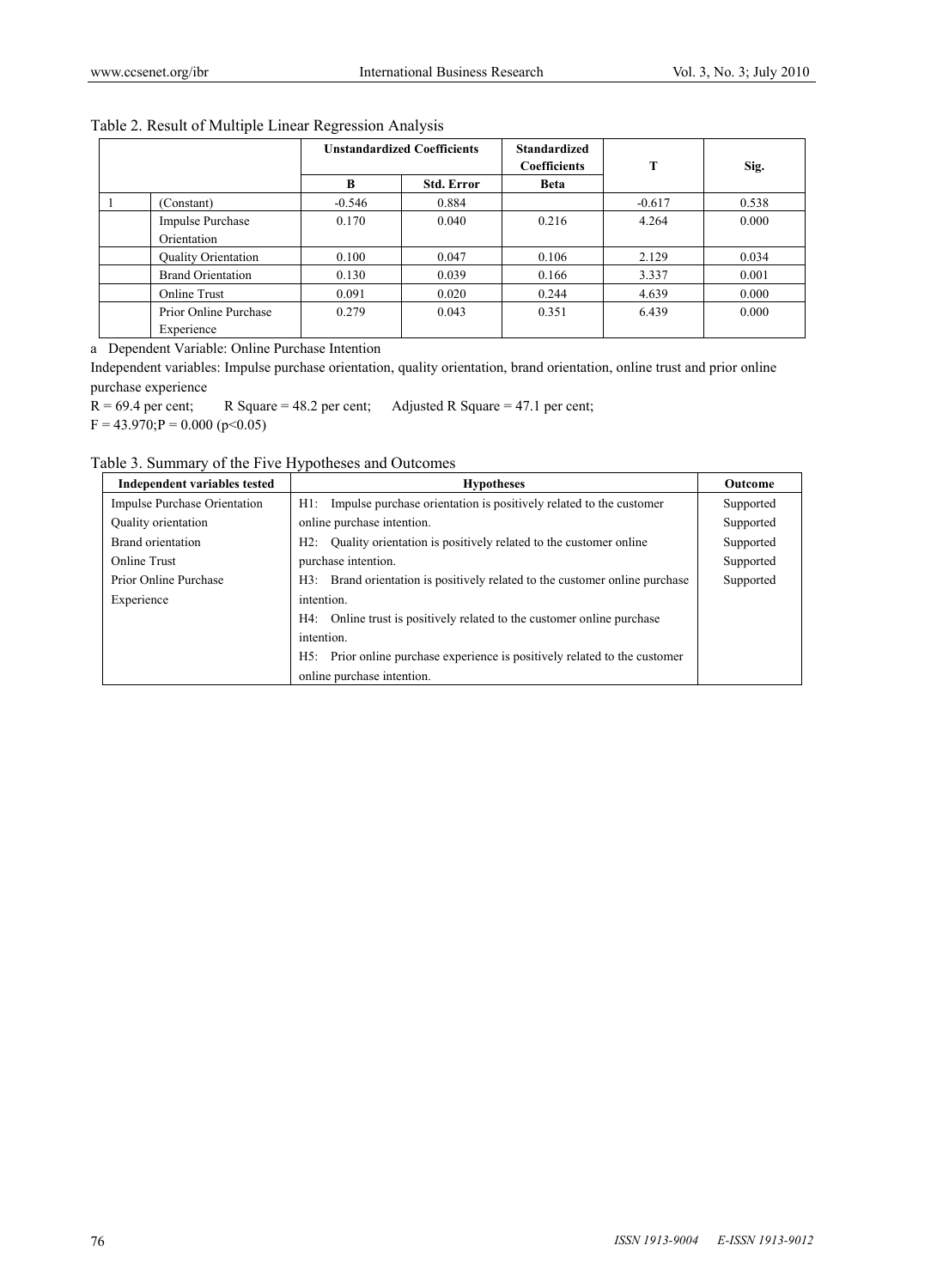Table 2. Result of Multiple Linear Regression Analysis

| | | Unstandardized Coefficients | | Standardized Coefficients | T | Sig. |
|---|---|---|---|---|---|---|
| | | B | Std. Error | Beta | | |
| 1 | (Constant) | -0.546 | 0.884 | | -0.617 | 0.538 |
| | Impulse Purchase Orientation | 0.170 | 0.040 | 0.216 | 4.264 | 0.000 |
| | Quality Orientation | 0.100 | 0.047 | 0.106 | 2.129 | 0.034 |
| | Brand Orientation | 0.130 | 0.039 | 0.166 | 3.337 | 0.001 |
| | Online Trust | 0.091 | 0.020 | 0.244 | 4.639 | 0.000 |
| | Prior Online Purchase Experience | 0.279 | 0.043 | 0.351 | 6.439 | 0.000 |

a Dependent Variable: Online Purchase Intention

Independent variables: Impulse purchase orientation, quality orientation, brand orientation, online trust and prior online purchase experience

R = 69.4 per cent; R Square = 48.2 per cent; Adjusted R Square = 47.1 per cent;

F = 43.970; P = 0.000 ($p<0.05$)

Table 3. Summary of the Five Hypotheses and Outcomes

| Independent variables tested | Hypotheses | Outcome |
|---|---|---|
| Impulse Purchase Orientation | H1: Impulse purchase orientation is positively related to the customer online purchase intention. | Supported |
| Quality orientation | H2: Quality orientation is positively related to the customer online purchase intention. | Supported |
| Brand orientation | H3: Brand orientation is positively related to the customer online purchase intention. | Supported |
| Online Trust | H4: Online trust is positively related to the customer online purchase intention. | Supported |
| Prior Online Purchase Experience | H5: Prior online purchase experience is positively related to the customer online purchase intention. | Supported |